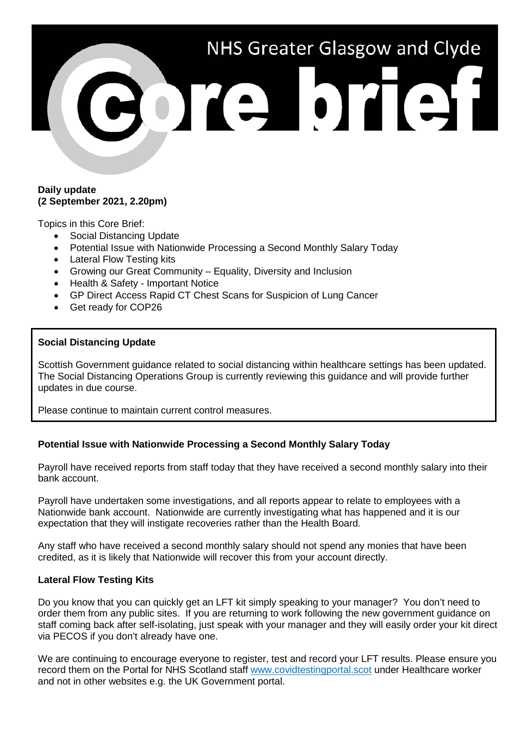# NHS Greater Glasgow and Clyde

# Core brief

**Daily update**
**(2 September 2021, 2.20pm)**

Topics in this Core Brief:

- Social Distancing Update
- Potential Issue with Nationwide Processing a Second Monthly Salary Today
- Lateral Flow Testing kits
- Growing our Great Community – Equality, Diversity and Inclusion
- Health & Safety - Important Notice
- GP Direct Access Rapid CT Chest Scans for Suspicion of Lung Cancer
- Get ready for COP26

## Social Distancing Update

Scottish Government guidance related to social distancing within healthcare settings has been updated. The Social Distancing Operations Group is currently reviewing this guidance and will provide further updates in due course.

Please continue to maintain current control measures.

## Potential Issue with Nationwide Processing a Second Monthly Salary Today

Payroll have received reports from staff today that they have received a second monthly salary into their bank account.

Payroll have undertaken some investigations, and all reports appear to relate to employees with a Nationwide bank account. Nationwide are currently investigating what has happened and it is our expectation that they will instigate recoveries rather than the Health Board.

Any staff who have received a second monthly salary should not spend any monies that have been credited, as it is likely that Nationwide will recover this from your account directly.

## Lateral Flow Testing Kits

Do you know that you can quickly get an LFT kit simply speaking to your manager? You don't need to order them from any public sites. If you are returning to work following the new government guidance on staff coming back after self-isolating, just speak with your manager and they will easily order your kit direct via PECOS if you don't already have one.

We are continuing to encourage everyone to register, test and record your LFT results. Please ensure you record them on the Portal for NHS Scotland staff [www.covidtestingportal.scot](http://www.covidtestingportal.scot) under Healthcare worker and not in other websites e.g. the UK Government portal.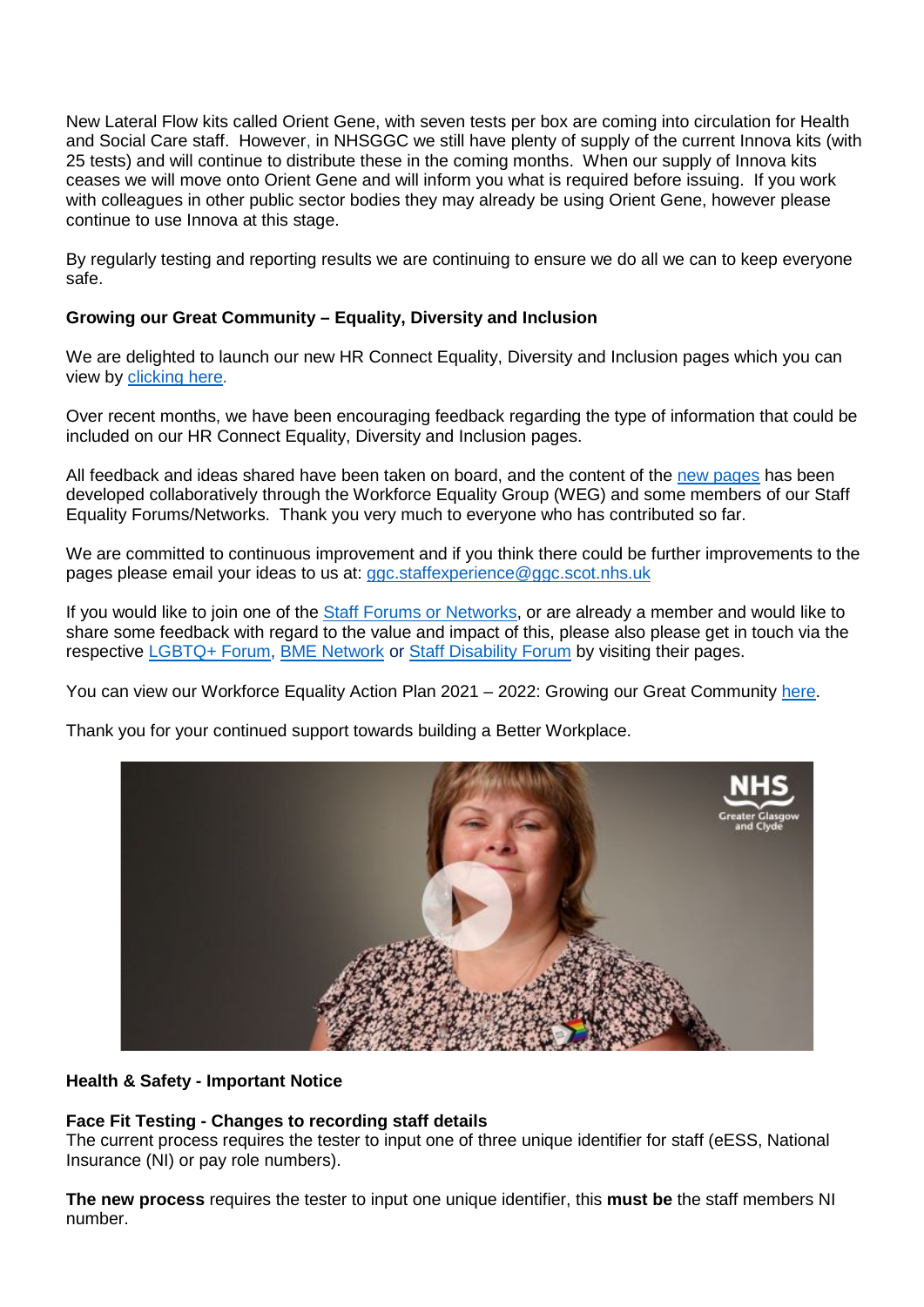New Lateral Flow kits called Orient Gene, with seven tests per box are coming into circulation for Health and Social Care staff. However, in NHSGGC we still have plenty of supply of the current Innova kits (with 25 tests) and will continue to distribute these in the coming months. When our supply of Innova kits ceases we will move onto Orient Gene and will inform you what is required before issuing. If you work with colleagues in other public sector bodies they may already be using Orient Gene, however please continue to use Innova at this stage.

By regularly testing and reporting results we are continuing to ensure we do all we can to keep everyone safe.

**Growing our Great Community – Equality, Diversity and Inclusion**

We are delighted to launch our new HR Connect Equality, Diversity and Inclusion pages which you can view by clicking here.

Over recent months, we have been encouraging feedback regarding the type of information that could be included on our HR Connect Equality, Diversity and Inclusion pages.

All feedback and ideas shared have been taken on board, and the content of the new pages has been developed collaboratively through the Workforce Equality Group (WEG) and some members of our Staff Equality Forums/Networks. Thank you very much to everyone who has contributed so far.

We are committed to continuous improvement and if you think there could be further improvements to the pages please email your ideas to us at: ggc.staffexperience@ggc.scot.nhs.uk

If you would like to join one of the Staff Forums or Networks, or are already a member and would like to share some feedback with regard to the value and impact of this, please also please get in touch via the respective LGBTQ+ Forum, BME Network or Staff Disability Forum by visiting their pages.

You can view our Workforce Equality Action Plan 2021 – 2022: Growing our Great Community here.

Thank you for your continued support towards building a Better Workplace.

**Health & Safety - Important Notice**

**Face Fit Testing - Changes to recording staff details**
The current process requires the tester to input one of three unique identifier for staff (eESS, National Insurance (NI) or pay role numbers).

**The new process** requires the tester to input one unique identifier, this **must be** the staff members NI number.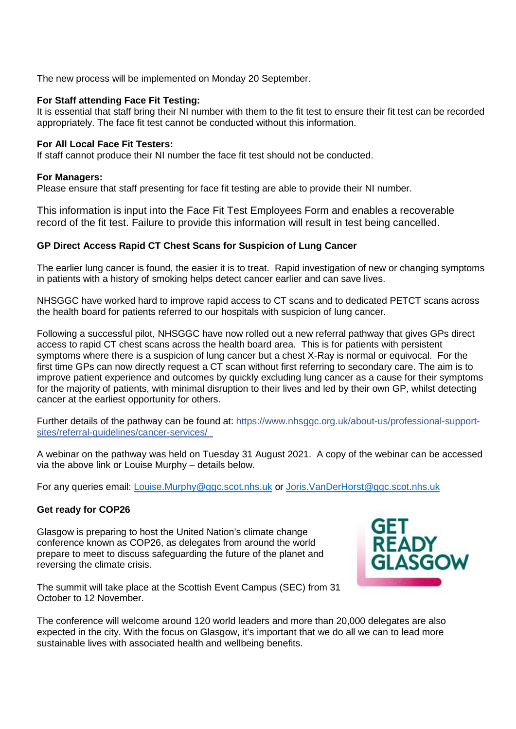The new process will be implemented on Monday 20 September.

**For Staff attending Face Fit Testing:**
It is essential that staff bring their NI number with them to the fit test to ensure their fit test can be recorded appropriately. The face fit test cannot be conducted without this information.

**For All Local Face Fit Testers:**
If staff cannot produce their NI number the face fit test should not be conducted.

**For Managers:**
Please ensure that staff presenting for face fit testing are able to provide their NI number.

This information is input into the Face Fit Test Employees Form and enables a recoverable record of the fit test. Failure to provide this information will result in test being cancelled.

**GP Direct Access Rapid CT Chest Scans for Suspicion of Lung Cancer**

The earlier lung cancer is found, the easier it is to treat. Rapid investigation of new or changing symptoms in patients with a history of smoking helps detect cancer earlier and can save lives.

NHSGGC have worked hard to improve rapid access to CT scans and to dedicated PETCT scans across the health board for patients referred to our hospitals with suspicion of lung cancer.

Following a successful pilot, NHSGGC have now rolled out a new referral pathway that gives GPs direct access to rapid CT chest scans across the health board area. This is for patients with persistent symptoms where there is a suspicion of lung cancer but a chest X-Ray is normal or equivocal. For the first time GPs can now directly request a CT scan without first referring to secondary care. The aim is to improve patient experience and outcomes by quickly excluding lung cancer as a cause for their symptoms for the majority of patients, with minimal disruption to their lives and led by their own GP, whilst detecting cancer at the earliest opportunity for others.

Further details of the pathway can be found at: https://www.nhsggc.org.uk/about-us/professional-support-sites/referral-guidelines/cancer-services/

A webinar on the pathway was held on Tuesday 31 August 2021. A copy of the webinar can be accessed via the above link or Louise Murphy – details below.

For any queries email: Louise.Murphy@ggc.scot.nhs.uk or Joris.VanDerHorst@ggc.scot.nhs.uk

**Get ready for COP26**

GET READY GLASGOW

Glasgow is preparing to host the United Nation's climate change conference known as COP26, as delegates from around the world prepare to meet to discuss safeguarding the future of the planet and reversing the climate crisis.

The summit will take place at the Scottish Event Campus (SEC) from 31 October to 12 November.

The conference will welcome around 120 world leaders and more than 20,000 delegates are also expected in the city. With the focus on Glasgow, it's important that we do all we can to lead more sustainable lives with associated health and wellbeing benefits.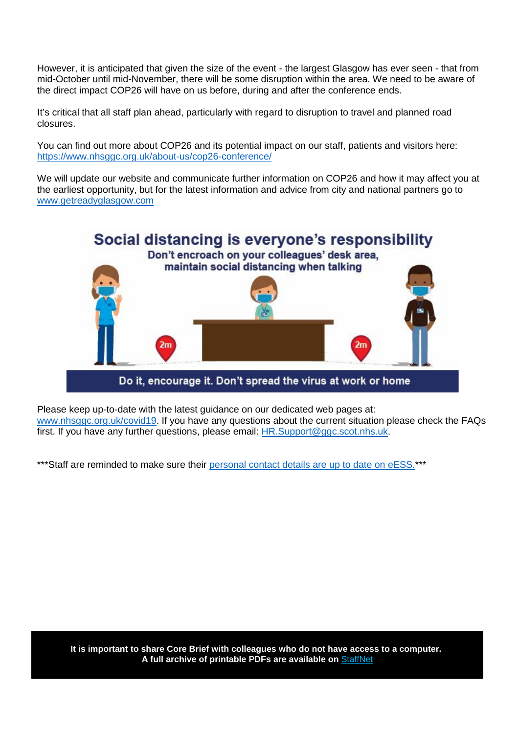However, it is anticipated that given the size of the event - the largest Glasgow has ever seen - that from mid-October until mid-November, there will be some disruption within the area. We need to be aware of the direct impact COP26 will have on us before, during and after the conference ends.

It's critical that all staff plan ahead, particularly with regard to disruption to travel and planned road closures.

You can find out more about COP26 and its potential impact on our staff, patients and visitors here: https://www.nhsggc.org.uk/about-us/cop26-conference/

We will update our website and communicate further information on COP26 and how it may affect you at the earliest opportunity, but for the latest information and advice from city and national partners go to www.getreadyglasgow.com

Social distancing is everyone's responsibility

Don't encroach on your colleagues' desk area, maintain social distancing when talking

2m

2m

Do it, encourage it. Don't spread the virus at work or home

Please keep up-to-date with the latest guidance on our dedicated web pages at: www.nhsggc.org.uk/covid19. If you have any questions about the current situation please check the FAQs first. If you have any further questions, please email: HR.Support@ggc.scot.nhs.uk.

***Staff are reminded to make sure their personal contact details are up to date on eESS.***

**It is important to share Core Brief with colleagues who do not have access to a computer. A full archive of printable PDFs are available on StaffNet**